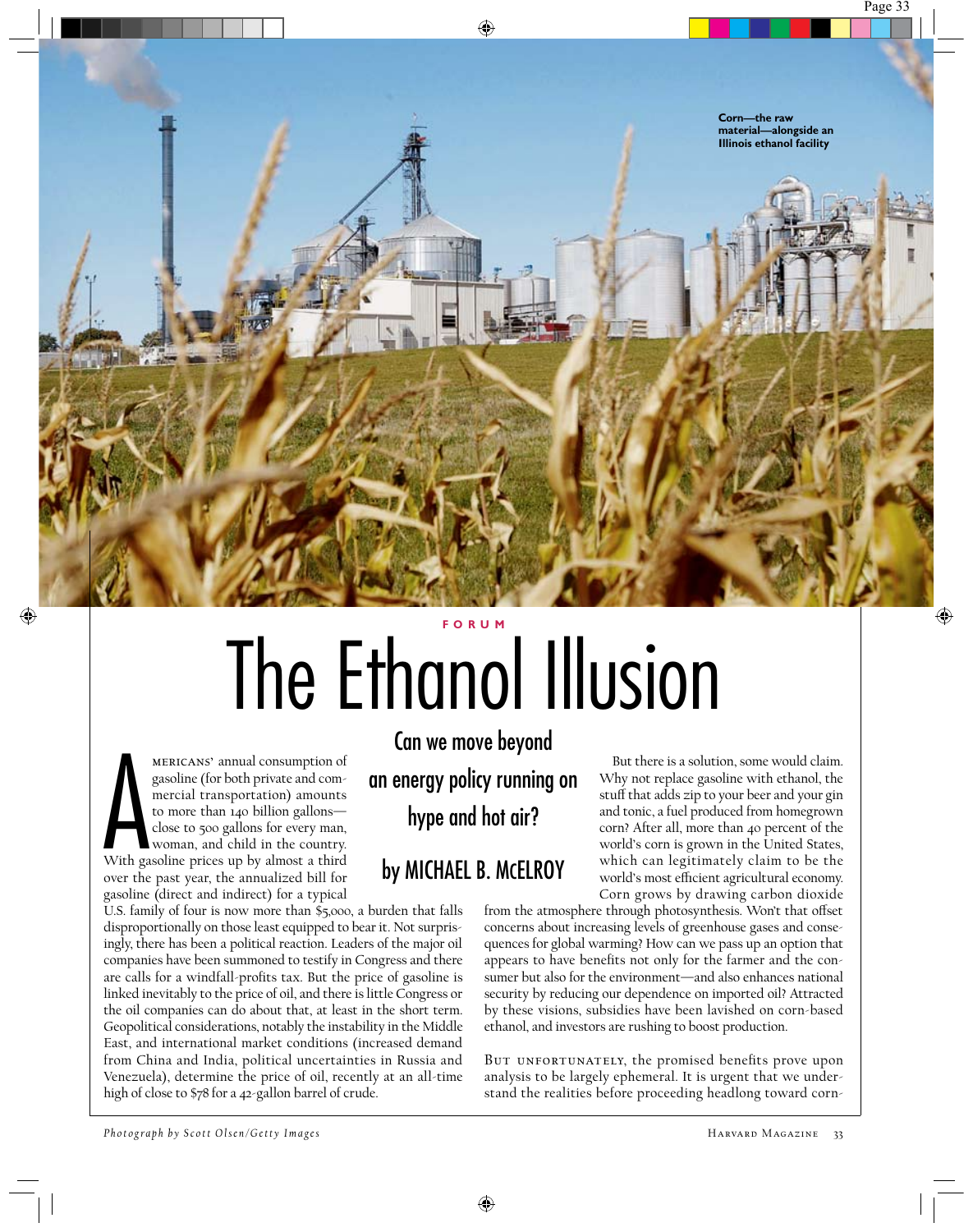Corn—the raw material—alongside an Illinois ethanol facility

FORUM

# The Ethanol Illusion

## Can we move beyond an energy policy running on hype and hot air?

### by MICHAEL B. McELROY

Americans' annual consumption of gasoline (for both private and commercial transportation) amounts to more than 140 billion gallons—close to 500 gallons for every man, woman, and child in the country. With gasoline prices up by almost a third over the past year, the annualized bill for gasoline (direct and indirect) for a typical U.S. family of four is now more than $5,000, a burden that falls disproportionally on those least equipped to bear it. Not surprisingly, there has been a political reaction. Leaders of the major oil companies have been summoned to testify in Congress and there are calls for a windfall-profits tax. But the price of gasoline is linked inevitably to the price of oil, and there is little Congress or the oil companies can do about that, at least in the short term. Geopolitical considerations, notably the instability in the Middle East, and international market conditions (increased demand from China and India, political uncertainties in Russia and Venezuela), determine the price of oil, recently at an all-time high of close to $78 for a 42-gallon barrel of crude.

But there is a solution, some would claim. Why not replace gasoline with ethanol, the stuff that adds zip to your beer and your gin and tonic, a fuel produced from homegrown corn? After all, more than 40 percent of the world's corn is grown in the United States, which can legitimately claim to be the world's most efficient agricultural economy. Corn grows by drawing carbon dioxide from the atmosphere through photosynthesis. Won't that offset concerns about increasing levels of greenhouse gases and consequences for global warming? How can we pass up an option that appears to have benefits not only for the farmer and the consumer but also for the environment—and also enhances national security by reducing our dependence on imported oil? Attracted by these visions, subsidies have been lavished on corn-based ethanol, and investors are rushing to boost production.

But unfortunately, the promised benefits prove upon analysis to be largely ephemeral. It is urgent that we understand the realities before proceeding headlong toward corn-

*Photograph by Scott Olsen/Getty Images*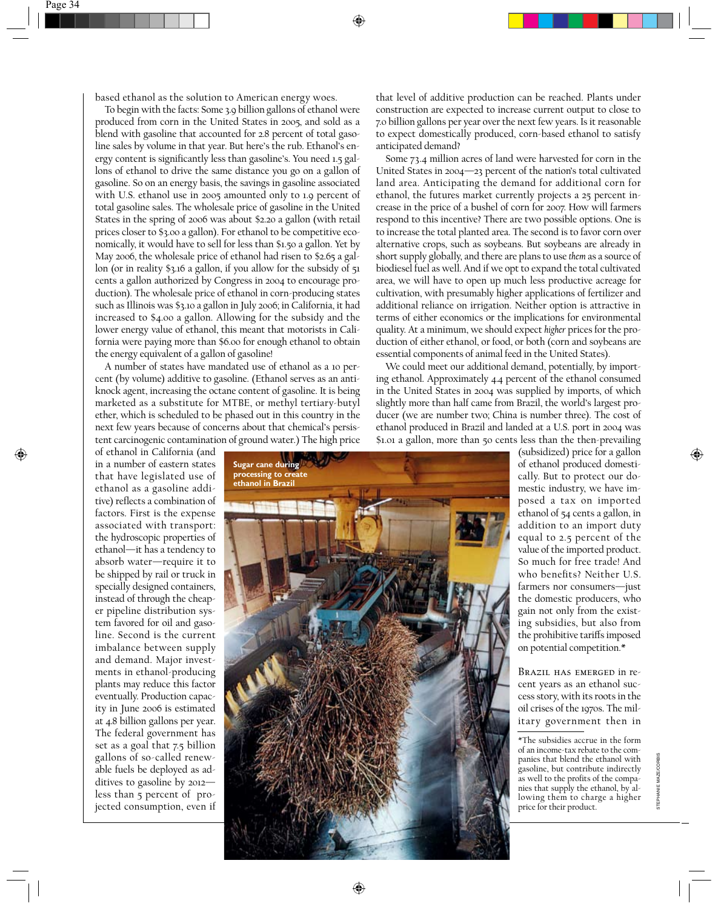based ethanol as the solution to American energy woes.

To begin with the facts: Some 3.9 billion gallons of ethanol were produced from corn in the United States in 2005, and sold as a blend with gasoline that accounted for 2.8 percent of total gasoline sales by volume in that year. But here's the rub. Ethanol's energy content is significantly less than gasoline's. You need 1.5 gallons of ethanol to drive the same distance you go on a gallon of gasoline. So on an energy basis, the savings in gasoline associated with U.S. ethanol use in 2005 amounted only to 1.9 percent of total gasoline sales. The wholesale price of gasoline in the United States in the spring of 2006 was about $2.20 a gallon (with retail prices closer to $3.00 a gallon). For ethanol to be competitive economically, it would have to sell for less than $1.50 a gallon. Yet by May 2006, the wholesale price of ethanol had risen to $2.65 a gallon (or in reality $3.16 a gallon, if you allow for the subsidy of 51 cents a gallon authorized by Congress in 2004 to encourage production). The wholesale price of ethanol in corn-producing states such as Illinois was $3.10 a gallon in July 2006; in California, it had increased to $4.00 a gallon. Allowing for the subsidy and the lower energy value of ethanol, this meant that motorists in California were paying more than $6.00 for enough ethanol to obtain the energy equivalent of a gallon of gasoline!

A number of states have mandated use of ethanol as a 10 percent (by volume) additive to gasoline. (Ethanol serves as an antiknock agent, increasing the octane content of gasoline. It is being marketed as a substitute for MTBE, or methyl tertiary-butyl ether, which is scheduled to be phased out in this country in the next few years because of concerns about that chemical's persistent carcinogenic contamination of ground water.) The high price of ethanol in California (and in a number of eastern states that have legislated use of ethanol as a gasoline additive) reflects a combination of factors. First is the expense associated with transport: the hydroscopic properties of ethanol—it has a tendency to absorb water—require it to be shipped by rail or truck in specially designed containers, instead of through the cheaper pipeline distribution system favored for oil and gasoline. Second is the current imbalance between supply and demand. Major investments in ethanol-producing plants may reduce this factor eventually. Production capacity in June 2006 is estimated at 4.8 billion gallons per year. The federal government has set as a goal that 7.5 billion gallons of so-called renewable fuels be deployed as additives to gasoline by 2012—less than 5 percent of projected consumption, even if that level of additive production can be reached. Plants under construction are expected to increase current output to close to 7.0 billion gallons per year over the next few years. Is it reasonable to expect domestically produced, corn-based ethanol to satisfy anticipated demand?

Some 73.4 million acres of land were harvested for corn in the United States in 2004—23 percent of the nation's total cultivated land area. Anticipating the demand for additional corn for ethanol, the futures market currently projects a 25 percent increase in the price of a bushel of corn for 2007. How will farmers respond to this incentive? There are two possible options. One is to increase the total planted area. The second is to favor corn over alternative crops, such as soybeans. But soybeans are already in short supply globally, and there are plans to use *them* as a source of biodiesel fuel as well. And if we opt to expand the total cultivated area, we will have to open up much less productive acreage for cultivation, with presumably higher applications of fertilizer and additional reliance on irrigation. Neither option is attractive in terms of either economics or the implications for environmental quality. At a minimum, we should expect *higher* prices for the production of either ethanol, or food, or both (corn and soybeans are essential components of animal feed in the United States).

We could meet our additional demand, potentially, by importing ethanol. Approximately 4.4 percent of the ethanol consumed in the United States in 2004 was supplied by imports, of which slightly more than half came from Brazil, the world's largest producer (we are number two; China is number three). The cost of ethanol produced in Brazil and landed at a U.S. port in 2004 was $1.01 a gallon, more than 50 cents less than the then-prevailing (subsidized) price for a gallon of ethanol produced domestically. But to protect our domestic industry, we have imposed a tax on imported ethanol of 54 cents a gallon, in addition to an import duty equal to 2.5 percent of the value of the imported product. So much for free trade! And who benefits? Neither U.S. farmers nor consumers—just the domestic producers, who gain not only from the existing subsidies, but also from the prohibitive tariffs imposed on potential competition.*

Sugar cane during processing to create ethanol in Brazil

Brazil has emerged in recent years as an ethanol success story, with its roots in the oil crises of the 1970s. The military government then in

*The subsidies accrue in the form of an income-tax rebate to the companies that blend the ethanol with gasoline, but contribute indirectly as well to the profits of the companies that supply the ethanol, by allowing them to charge a higher price for their product.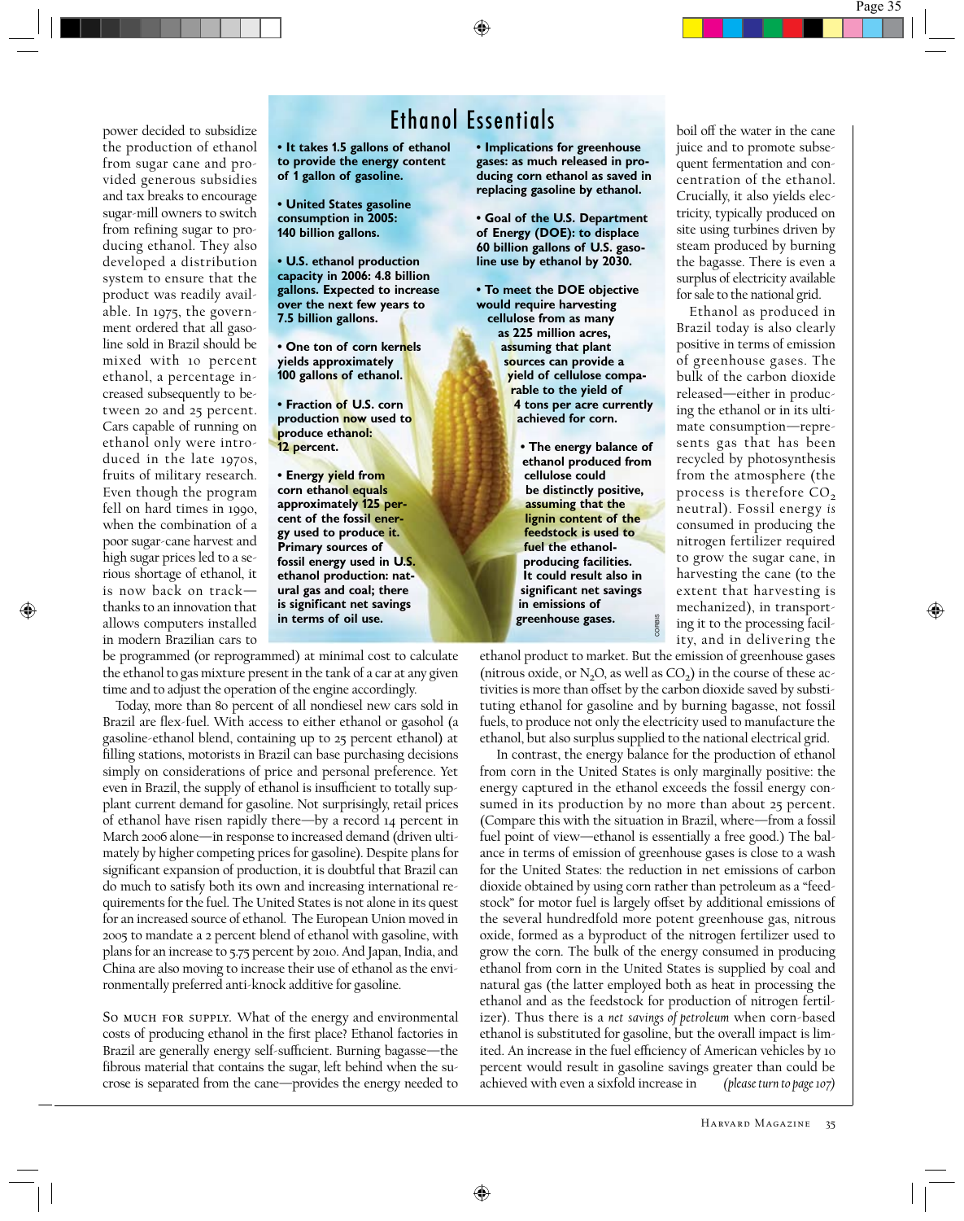power decided to subsidize the production of ethanol from sugar cane and provided generous subsidies and tax breaks to encourage sugar-mill owners to switch from refining sugar to producing ethanol. They also developed a distribution system to ensure that the product was readily available. In 1975, the government ordered that all gasoline sold in Brazil should be mixed with 10 percent ethanol, a percentage increased subsequently to between 20 and 25 percent. Cars capable of running on ethanol only were introduced in the late 1970s, fruits of military research. Even though the program fell on hard times in 1990, when the combination of a poor sugar-cane harvest and high sugar prices led to a serious shortage of ethanol, it is now back on track—thanks to an innovation that allows computers installed in modern Brazilian cars to be programmed (or reprogrammed) at minimal cost to calculate the ethanol to gas mixture present in the tank of a car at any given time and to adjust the operation of the engine accordingly.

Today, more than 80 percent of all nondiesel new cars sold in Brazil are flex-fuel. With access to either ethanol or gasohol (a gasoline-ethanol blend, containing up to 25 percent ethanol) at filling stations, motorists in Brazil can base purchasing decisions simply on considerations of price and personal preference. Yet even in Brazil, the supply of ethanol is insufficient to totally supplant current demand for gasoline. Not surprisingly, retail prices of ethanol have risen rapidly there—by a record 14 percent in March 2006 alone—in response to increased demand (driven ultimately by higher competing prices for gasoline). Despite plans for significant expansion of production, it is doubtful that Brazil can do much to satisfy both its own and increasing international requirements for the fuel. The United States is not alone in its quest for an increased source of ethanol. The European Union moved in 2005 to mandate a 2 percent blend of ethanol with gasoline, with plans for an increase to 5.75 percent by 2010. And Japan, India, and China are also moving to increase their use of ethanol as the environmentally preferred anti-knock additive for gasoline.

## Ethanol Essentials

- **It takes 1.5 gallons of ethanol to provide the energy content of 1 gallon of gasoline.**
- **United States gasoline consumption in 2005: 140 billion gallons.**
- **U.S. ethanol production capacity in 2006: 4.8 billion gallons. Expected to increase over the next few years to 7.5 billion gallons.**
- **One ton of corn kernels yields approximately 100 gallons of ethanol.**
- **Fraction of U.S. corn production now used to produce ethanol: 12 percent.**
- **Energy yield from corn ethanol equals approximately 125 percent of the fossil energy used to produce it. Primary sources of fossil energy used in U.S. ethanol production: natural gas and coal; there is significant net savings in terms of oil use.**
- **Implications for greenhouse gases: as much released in producing corn ethanol as saved in replacing gasoline by ethanol.**
- **Goal of the U.S. Department of Energy (DOE): to displace 60 billion gallons of U.S. gasoline use by ethanol by 2030.**
- **To meet the DOE objective would require harvesting cellulose from as many as 225 million acres, assuming that plant sources can provide a yield of cellulose comparable to the yield of 4 tons per acre currently achieved for corn.**
- **The energy balance of ethanol produced from cellulose could be distinctly positive, assuming that the lignin content of the feedstock is used to fuel the ethanol-producing facilities. It could result also in significant net savings in emissions of greenhouse gases.**

So much for supply. What of the energy and environmental costs of producing ethanol in the first place? Ethanol factories in Brazil are generally energy self-sufficient. Burning bagasse—the fibrous material that contains the sugar, left behind when the sucrose is separated from the cane—provides the energy needed to boil off the water in the cane juice and to promote subsequent fermentation and concentration of the ethanol. Crucially, it also yields electricity, typically produced on site using turbines driven by steam produced by burning the bagasse. There is even a surplus of electricity available for sale to the national grid.

Ethanol as produced in Brazil today is also clearly positive in terms of emission of greenhouse gases. The bulk of the carbon dioxide released—either in producing the ethanol or in its ultimate consumption—represents gas that has been recycled by photosynthesis from the atmosphere (the process is therefore $CO_2$ neutral). Fossil energy *is* consumed in producing the nitrogen fertilizer required to grow the sugar cane, in harvesting the cane (to the extent that harvesting is mechanized), in transporting it to the processing facility, and in delivering the ethanol product to market. But the emission of greenhouse gases (nitrous oxide, or $N_2O$, as well as $CO_2$) in the course of these activities is more than offset by the carbon dioxide saved by substituting ethanol for gasoline and by burning bagasse, not fossil fuels, to produce not only the electricity used to manufacture the ethanol, but also surplus supplied to the national electrical grid.

In contrast, the energy balance for the production of ethanol from corn in the United States is only marginally positive: the energy captured in the ethanol exceeds the fossil energy consumed in its production by no more than about 25 percent. (Compare this with the situation in Brazil, where—from a fossil fuel point of view—ethanol is essentially a free good.) The balance in terms of emission of greenhouse gases is close to a wash for the United States: the reduction in net emissions of carbon dioxide obtained by using corn rather than petroleum as a "feedstock" for motor fuel is largely offset by additional emissions of the several hundredfold more potent greenhouse gas, nitrous oxide, formed as a byproduct of the nitrogen fertilizer used to grow the corn. The bulk of the energy consumed in producing ethanol from corn in the United States is supplied by coal and natural gas (the latter employed both as heat in processing the ethanol and as the feedstock for production of nitrogen fertilizer). Thus there is a *net savings of petroleum* when corn-based ethanol is substituted for gasoline, but the overall impact is limited. An increase in the fuel efficiency of American vehicles by 10 percent would result in gasoline savings greater than could be achieved with even a sixfold increase in *(please turn to page 107)*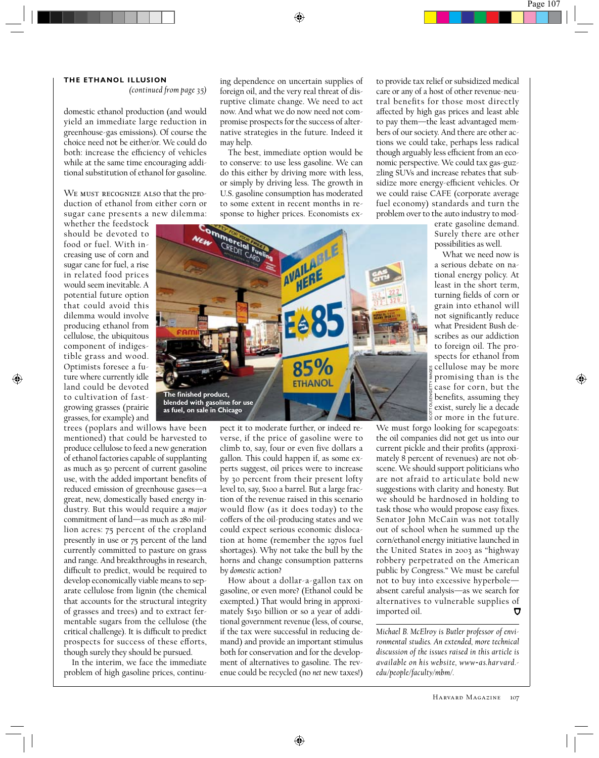**THE ETHANOL ILLUSION**

*(continued from page 35)*

domestic ethanol production (and would yield an immediate large reduction in greenhouse-gas emissions). Of course the choice need not be either/or. We could do both: increase the efficiency of vehicles while at the same time encouraging additional substitution of ethanol for gasoline.

WE MUST RECOGNIZE ALSO that the production of ethanol from either corn or sugar cane presents a new dilemma: whether the feedstock should be devoted to food or fuel. With increasing use of corn and sugar cane for fuel, a rise in related food prices would seem inevitable. A potential future option that could avoid this dilemma would involve producing ethanol from cellulose, the ubiquitous component of indigestible grass and wood. Optimists foresee a future where currently idle land could be devoted to cultivation of fast-growing grasses (prairie grasses, for example) and trees (poplars and willows have been mentioned) that could be harvested to produce cellulose to feed a new generation of ethanol factories capable of supplanting as much as 50 percent of current gasoline use, with the added important benefits of reduced emission of greenhouse gases—a great, new, domestically based energy industry. But this would require a *major* commitment of land—as much as 280 million acres: 75 percent of the cropland presently in use or 75 percent of the land currently committed to pasture on grass and range. And breakthroughs in research, difficult to predict, would be required to develop economically viable means to separate cellulose from lignin (the chemical that accounts for the structural integrity of grasses and trees) and to extract fermentable sugars from the cellulose (the critical challenge). It is difficult to predict prospects for success of these efforts, though surely they should be pursued.

In the interim, we face the immediate problem of high gasoline prices, continuing dependence on uncertain supplies of foreign oil, and the very real threat of disruptive climate change. We need to act now. And what we do now need not compromise prospects for the success of alternative strategies in the future. Indeed it may help.

The best, immediate option would be to conserve: to use less gasoline. We can do this either by driving more with less, or simply by driving less. The growth in U.S. gasoline consumption has moderated to some extent in recent months in response to higher prices. Economists expect it to moderate further, or indeed reverse, if the price of gasoline were to climb to, say, four or even five dollars a gallon. This could happen if, as some experts suggest, oil prices were to increase by 30 percent from their present lofty level to, say, $100 a barrel. But a large fraction of the revenue raised in this scenario would flow (as it does today) to the coffers of the oil-producing states and we could expect serious economic dislocation at home (remember the 1970s fuel shortages). Why not take the bull by the horns and change consumption patterns by *domestic* action?

How about a dollar-a-gallon tax on gasoline, or even more? (Ethanol could be exempted.) That would bring in approximately $150 billion or so a year of additional government revenue (less, of course, if the tax were successful in reducing demand) and provide an important stimulus both for conservation and for the development of alternatives to gasoline. The revenue could be recycled (no *net* new taxes!) to provide tax relief or subsidized medical care or any of a host of other revenue-neutral benefits for those most directly affected by high gas prices and least able to pay them—the least advantaged members of our society. And there are other actions we could take, perhaps less radical though arguably less efficient from an economic perspective. We could tax gas-guzzling SUVs and increase rebates that subsidize more energy-efficient vehicles. Or we could raise CAFE (corporate average fuel economy) standards and turn the problem over to the auto industry to moderate gasoline demand. Surely there are other possibilities as well.

What we need now is a serious debate on national energy policy. At least in the short term, turning fields of corn or grain into ethanol will not significantly reduce what President Bush describes as our addiction to foreign oil. The prospects for ethanol from cellulose may be more promising than is the case for corn, but the benefits, assuming they exist, surely lie a decade or more in the future.

The finished product, blended with gasoline for use as fuel, on sale in Chicago

We must forgo looking for scapegoats: the oil companies did not get us into our current pickle and their profits (approximately 8 percent of revenues) are not obscene. We should support politicians who are not afraid to articulate bold new suggestions with clarity and honesty. But we should be hardnosed in holding to task those who would propose easy fixes. Senator John McCain was not totally out of school when he summed up the corn/ethanol energy initiative launched in the United States in 2003 as "highway robbery perpetrated on the American public by Congress." We must be careful not to buy into excessive hyperbole—absent careful analysis—as we search for alternatives to vulnerable supplies of imported oil.

*Michael B. McElroy is Butler professor of environmental studies. An extended, more technical discussion of the issues raised in this article is available on his website, www.as.harvard.edu/people/faculty/mbm/.*